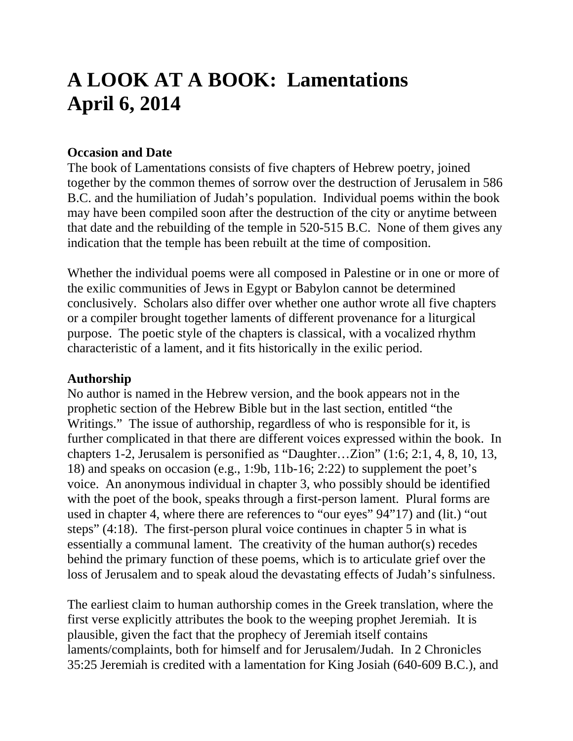# A LOOK AT A BOOK: Lamentations
# April 6, 2014

**Occasion and Date**

The book of Lamentations consists of five chapters of Hebrew poetry, joined together by the common themes of sorrow over the destruction of Jerusalem in 586 B.C. and the humiliation of Judah's population. Individual poems within the book may have been compiled soon after the destruction of the city or anytime between that date and the rebuilding of the temple in 520-515 B.C. None of them gives any indication that the temple has been rebuilt at the time of composition.

Whether the individual poems were all composed in Palestine or in one or more of the exilic communities of Jews in Egypt or Babylon cannot be determined conclusively. Scholars also differ over whether one author wrote all five chapters or a compiler brought together laments of different provenance for a liturgical purpose. The poetic style of the chapters is classical, with a vocalized rhythm characteristic of a lament, and it fits historically in the exilic period.

**Authorship**

No author is named in the Hebrew version, and the book appears not in the prophetic section of the Hebrew Bible but in the last section, entitled "the Writings." The issue of authorship, regardless of who is responsible for it, is further complicated in that there are different voices expressed within the book. In chapters 1-2, Jerusalem is personified as "Daughter…Zion" (1:6; 2:1, 4, 8, 10, 13, 18) and speaks on occasion (e.g., 1:9b, 11b-16; 2:22) to supplement the poet's voice. An anonymous individual in chapter 3, who possibly should be identified with the poet of the book, speaks through a first-person lament. Plural forms are used in chapter 4, where there are references to "our eyes" 94"17) and (lit.) "out steps" (4:18). The first-person plural voice continues in chapter 5 in what is essentially a communal lament. The creativity of the human author(s) recedes behind the primary function of these poems, which is to articulate grief over the loss of Jerusalem and to speak aloud the devastating effects of Judah's sinfulness.

The earliest claim to human authorship comes in the Greek translation, where the first verse explicitly attributes the book to the weeping prophet Jeremiah. It is plausible, given the fact that the prophecy of Jeremiah itself contains laments/complaints, both for himself and for Jerusalem/Judah. In 2 Chronicles 35:25 Jeremiah is credited with a lamentation for King Josiah (640-609 B.C.), and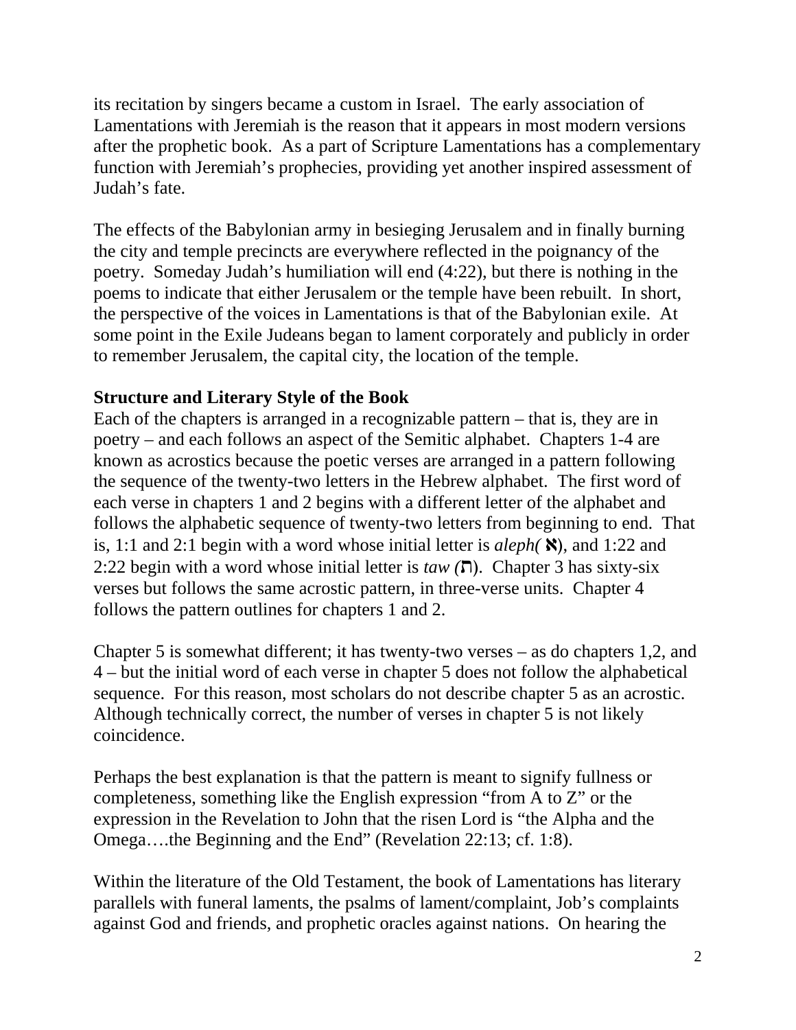its recitation by singers became a custom in Israel. The early association of Lamentations with Jeremiah is the reason that it appears in most modern versions after the prophetic book. As a part of Scripture Lamentations has a complementary function with Jeremiah's prophecies, providing yet another inspired assessment of Judah's fate.

The effects of the Babylonian army in besieging Jerusalem and in finally burning the city and temple precincts are everywhere reflected in the poignancy of the poetry. Someday Judah's humiliation will end (4:22), but there is nothing in the poems to indicate that either Jerusalem or the temple have been rebuilt. In short, the perspective of the voices in Lamentations is that of the Babylonian exile. At some point in the Exile Judeans began to lament corporately and publicly in order to remember Jerusalem, the capital city, the location of the temple.

**Structure and Literary Style of the Book**

Each of the chapters is arranged in a recognizable pattern – that is, they are in poetry – and each follows an aspect of the Semitic alphabet. Chapters 1-4 are known as acrostics because the poetic verses are arranged in a pattern following the sequence of the twenty-two letters in the Hebrew alphabet. The first word of each verse in chapters 1 and 2 begins with a different letter of the alphabet and follows the alphabetic sequence of twenty-two letters from beginning to end. That is, 1:1 and 2:1 begin with a word whose initial letter is *aleph(* א), and 1:22 and 2:22 begin with a word whose initial letter is *taw (*ת). Chapter 3 has sixty-six verses but follows the same acrostic pattern, in three-verse units. Chapter 4 follows the pattern outlines for chapters 1 and 2.

Chapter 5 is somewhat different; it has twenty-two verses – as do chapters 1,2, and 4 – but the initial word of each verse in chapter 5 does not follow the alphabetical sequence. For this reason, most scholars do not describe chapter 5 as an acrostic. Although technically correct, the number of verses in chapter 5 is not likely coincidence.

Perhaps the best explanation is that the pattern is meant to signify fullness or completeness, something like the English expression "from A to Z" or the expression in the Revelation to John that the risen Lord is "the Alpha and the Omega….the Beginning and the End" (Revelation 22:13; cf. 1:8).

Within the literature of the Old Testament, the book of Lamentations has literary parallels with funeral laments, the psalms of lament/complaint, Job's complaints against God and friends, and prophetic oracles against nations. On hearing the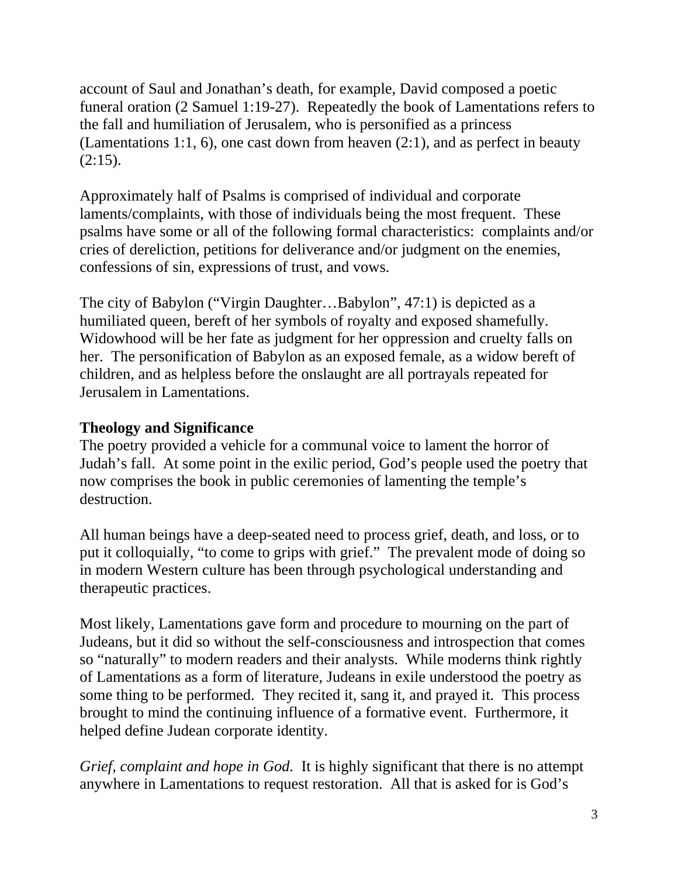account of Saul and Jonathan's death, for example, David composed a poetic funeral oration (2 Samuel 1:19-27). Repeatedly the book of Lamentations refers to the fall and humiliation of Jerusalem, who is personified as a princess (Lamentations 1:1, 6), one cast down from heaven (2:1), and as perfect in beauty (2:15).

Approximately half of Psalms is comprised of individual and corporate laments/complaints, with those of individuals being the most frequent. These psalms have some or all of the following formal characteristics: complaints and/or cries of dereliction, petitions for deliverance and/or judgment on the enemies, confessions of sin, expressions of trust, and vows.

The city of Babylon ("Virgin Daughter…Babylon", 47:1) is depicted as a humiliated queen, bereft of her symbols of royalty and exposed shamefully. Widowhood will be her fate as judgment for her oppression and cruelty falls on her. The personification of Babylon as an exposed female, as a widow bereft of children, and as helpless before the onslaught are all portrayals repeated for Jerusalem in Lamentations.

**Theology and Significance**

The poetry provided a vehicle for a communal voice to lament the horror of Judah's fall. At some point in the exilic period, God's people used the poetry that now comprises the book in public ceremonies of lamenting the temple's destruction.

All human beings have a deep-seated need to process grief, death, and loss, or to put it colloquially, "to come to grips with grief." The prevalent mode of doing so in modern Western culture has been through psychological understanding and therapeutic practices.

Most likely, Lamentations gave form and procedure to mourning on the part of Judeans, but it did so without the self-consciousness and introspection that comes so "naturally" to modern readers and their analysts. While moderns think rightly of Lamentations as a form of literature, Judeans in exile understood the poetry as some thing to be performed. They recited it, sang it, and prayed it. This process brought to mind the continuing influence of a formative event. Furthermore, it helped define Judean corporate identity.

*Grief, complaint and hope in God.* It is highly significant that there is no attempt anywhere in Lamentations to request restoration. All that is asked for is God's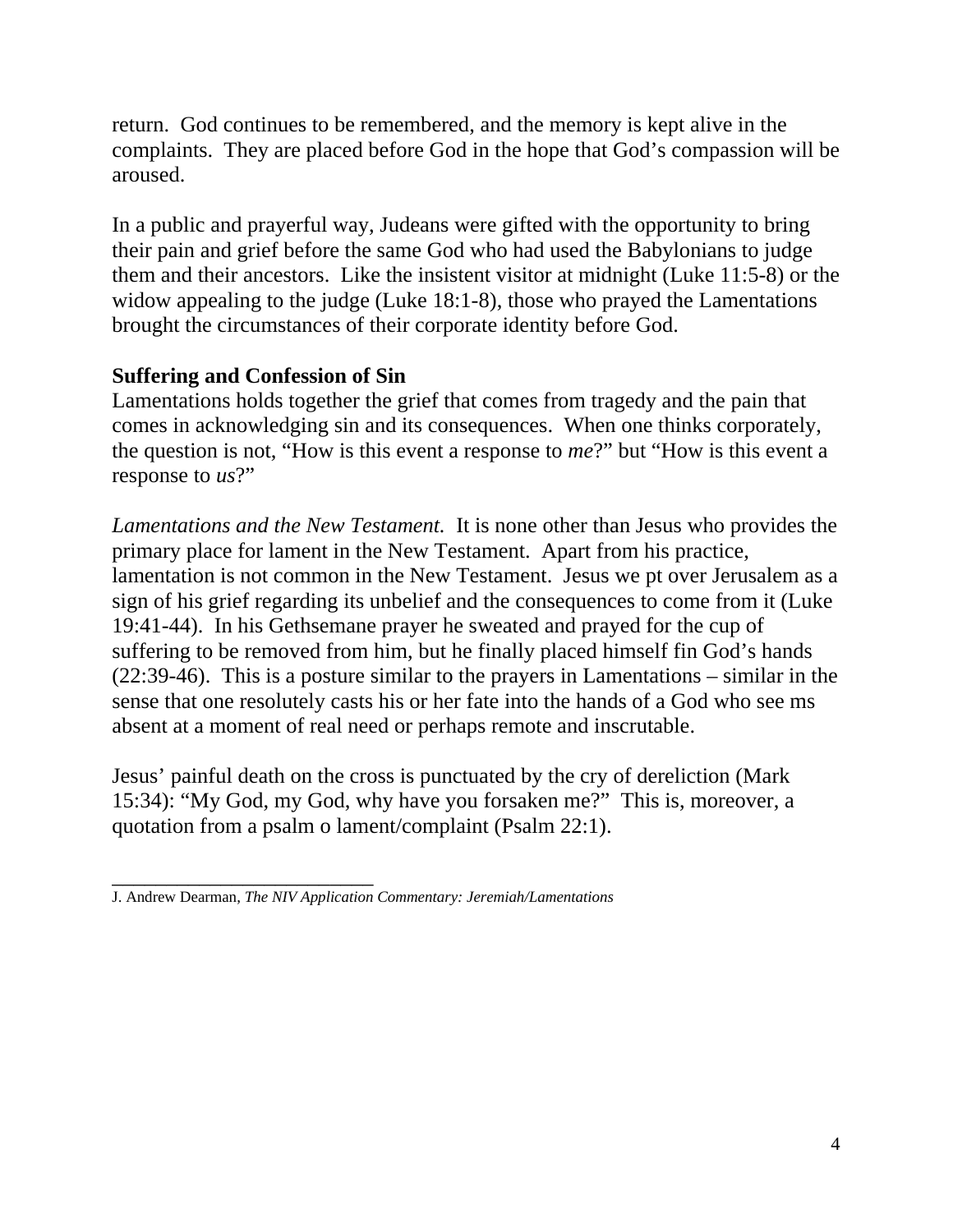return. God continues to be remembered, and the memory is kept alive in the complaints. They are placed before God in the hope that God's compassion will be aroused.

In a public and prayerful way, Judeans were gifted with the opportunity to bring their pain and grief before the same God who had used the Babylonians to judge them and their ancestors. Like the insistent visitor at midnight (Luke 11:5-8) or the widow appealing to the judge (Luke 18:1-8), those who prayed the Lamentations brought the circumstances of their corporate identity before God.

**Suffering and Confession of Sin**

Lamentations holds together the grief that comes from tragedy and the pain that comes in acknowledging sin and its consequences. When one thinks corporately, the question is not, "How is this event a response to *me*?" but "How is this event a response to *us*?"

*Lamentations and the New Testament.* It is none other than Jesus who provides the primary place for lament in the New Testament. Apart from his practice, lamentation is not common in the New Testament. Jesus we pt over Jerusalem as a sign of his grief regarding its unbelief and the consequences to come from it (Luke 19:41-44). In his Gethsemane prayer he sweated and prayed for the cup of suffering to be removed from him, but he finally placed himself fin God's hands (22:39-46). This is a posture similar to the prayers in Lamentations – similar in the sense that one resolutely casts his or her fate into the hands of a God who see ms absent at a moment of real need or perhaps remote and inscrutable.

Jesus' painful death on the cross is punctuated by the cry of dereliction (Mark 15:34): "My God, my God, why have you forsaken me?" This is, moreover, a quotation from a psalm o lament/complaint (Psalm 22:1).

---

J. Andrew Dearman, *The NIV Application Commentary: Jeremiah/Lamentations*